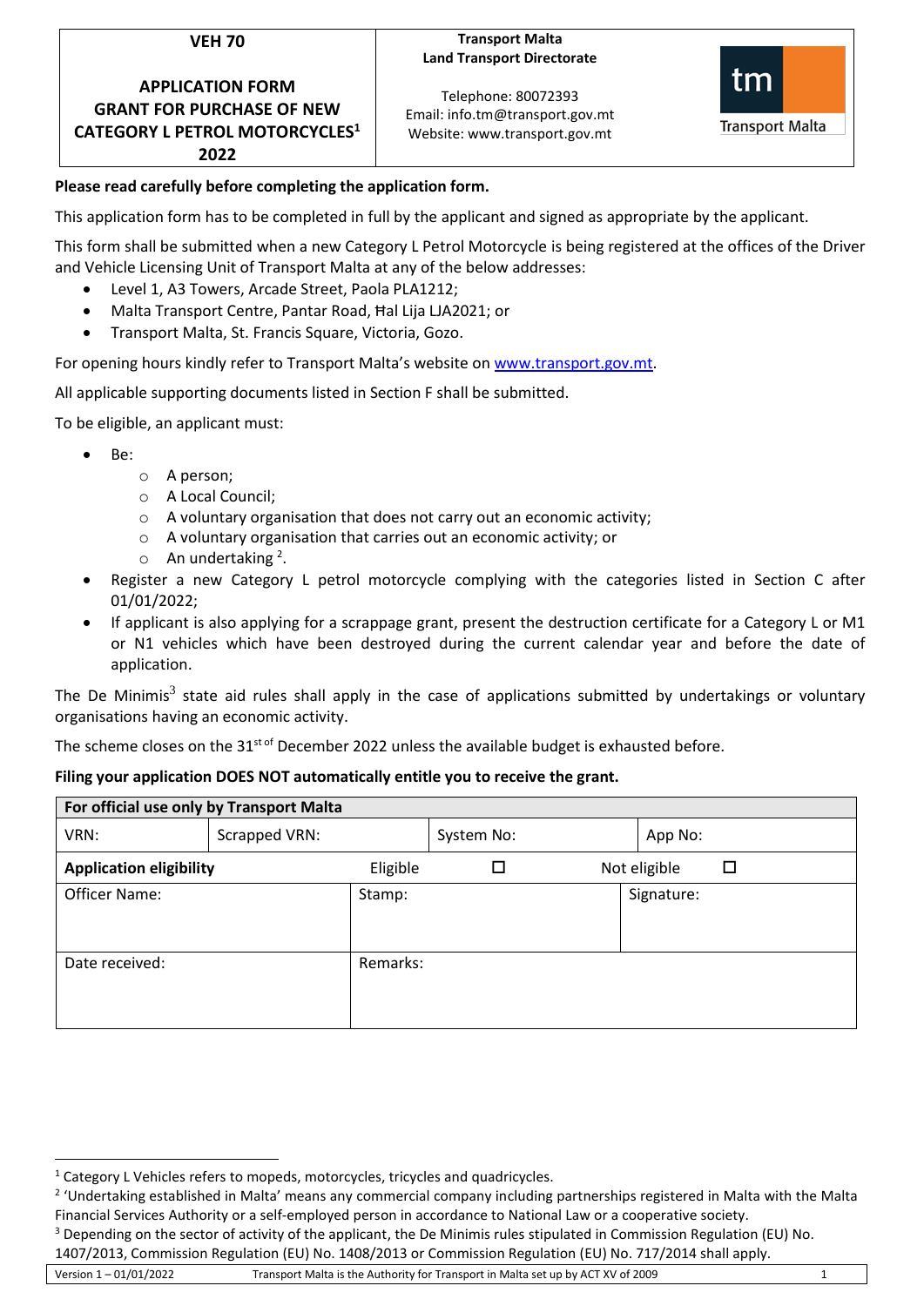| VEH 70<br><br>**APPLICATION FORM GRANT FOR PURCHASE OF NEW CATEGORY L PETROL MOTORCYCLES[1] 2022** | **Transport Malta**<br>**Land Transport Directorate**<br><br>Telephone: 80072393<br>Email: info.tm@transport.gov.mt<br>Website: www.transport.gov.mt | tm Transport Malta |
|---|---|---|

**Please read carefully before completing the application form.**

This application form has to be completed in full by the applicant and signed as appropriate by the applicant.

This form shall be submitted when a new Category L Petrol Motorcycle is being registered at the offices of the Driver and Vehicle Licensing Unit of Transport Malta at any of the below addresses:

- Level 1, A3 Towers, Arcade Street, Paola PLA1212;
- Malta Transport Centre, Pantar Road, Ħal Lija LJA2021; or
- Transport Malta, St. Francis Square, Victoria, Gozo.

For opening hours kindly refer to Transport Malta's website on www.transport.gov.mt.

All applicable supporting documents listed in Section F shall be submitted.

To be eligible, an applicant must:

- Be:
  - A person;
  - A Local Council;
  - A voluntary organisation that does not carry out an economic activity;
  - A voluntary organisation that carries out an economic activity; or
  - An undertaking [2].
- Register a new Category L petrol motorcycle complying with the categories listed in Section C after 01/01/2022;
- If applicant is also applying for a scrappage grant, present the destruction certificate for a Category L or M1 or N1 vehicles which have been destroyed during the current calendar year and before the date of application.

The De Minimis[3] state aid rules shall apply in the case of applications submitted by undertakings or voluntary organisations having an economic activity.

The scheme closes on the 31st of December 2022 unless the available budget is exhausted before.

**Filing your application DOES NOT automatically entitle you to receive the grant.**

| **For official use only by Transport Malta** | | | |
|---|---|---|---|
| VRN: | Scrapped VRN: | System No: | App No: |
| **Application eligibility** | Eligible ☐ | | Not eligible ☐ |
| Officer Name: | Stamp: | | Signature: |
| Date received: | Remarks: | | |

[1] Category L Vehicles refers to mopeds, motorcycles, tricycles and quadricycles.

[2] 'Undertaking established in Malta' means any commercial company including partnerships registered in Malta with the Malta Financial Services Authority or a self-employed person in accordance to National Law or a cooperative society.

[3] Depending on the sector of activity of the applicant, the De Minimis rules stipulated in Commission Regulation (EU) No. 1407/2013, Commission Regulation (EU) No. 1408/2013 or Commission Regulation (EU) No. 717/2014 shall apply.

Version 1 – 01/01/2022 Transport Malta is the Authority for Transport in Malta set up by ACT XV of 2009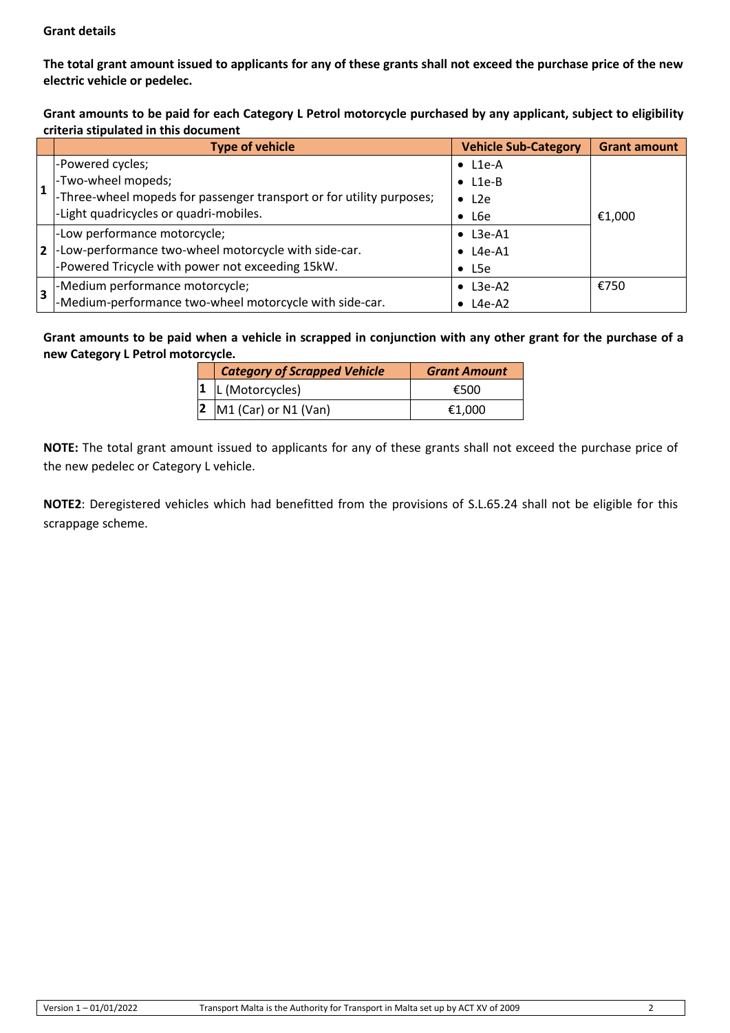**Grant details**

**The total grant amount issued to applicants for any of these grants shall not exceed the purchase price of the new electric vehicle or pedelec.**

**Grant amounts to be paid for each Category L Petrol motorcycle purchased by any applicant, subject to eligibility criteria stipulated in this document**

| | Type of vehicle | Vehicle Sub-Category | Grant amount |
|---|---|---|---|
| 1 | -Powered cycles;<br>-Two-wheel mopeds;<br>-Three-wheel mopeds for passenger transport or for utility purposes;<br>-Light quadricycles or quadri-mobiles. | • L1e-A<br>• L1e-B<br>• L2e<br>• L6e | €1,000 |
| 2 | -Low performance motorcycle;<br>-Low-performance two-wheel motorcycle with side-car.<br>-Powered Tricycle with power not exceeding 15kW. | • L3e-A1<br>• L4e-A1<br>• L5e | |
| 3 | -Medium performance motorcycle;<br>-Medium-performance two-wheel motorcycle with side-car. | • L3e-A2<br>• L4e-A2 | €750 |

**Grant amounts to be paid when a vehicle in scrapped in conjunction with any other grant for the purchase of a new Category L Petrol motorcycle.**

| | ***Category of Scrapped Vehicle*** | ***Grant Amount*** |
|---|---|---|
| **1** | L (Motorcycles) | €500 |
| **2** | M1 (Car) or N1 (Van) | €1,000 |

**NOTE:** The total grant amount issued to applicants for any of these grants shall not exceed the purchase price of the new pedelec or Category L vehicle.

**NOTE2**: Deregistered vehicles which had benefitted from the provisions of S.L.65.24 shall not be eligible for this scrappage scheme.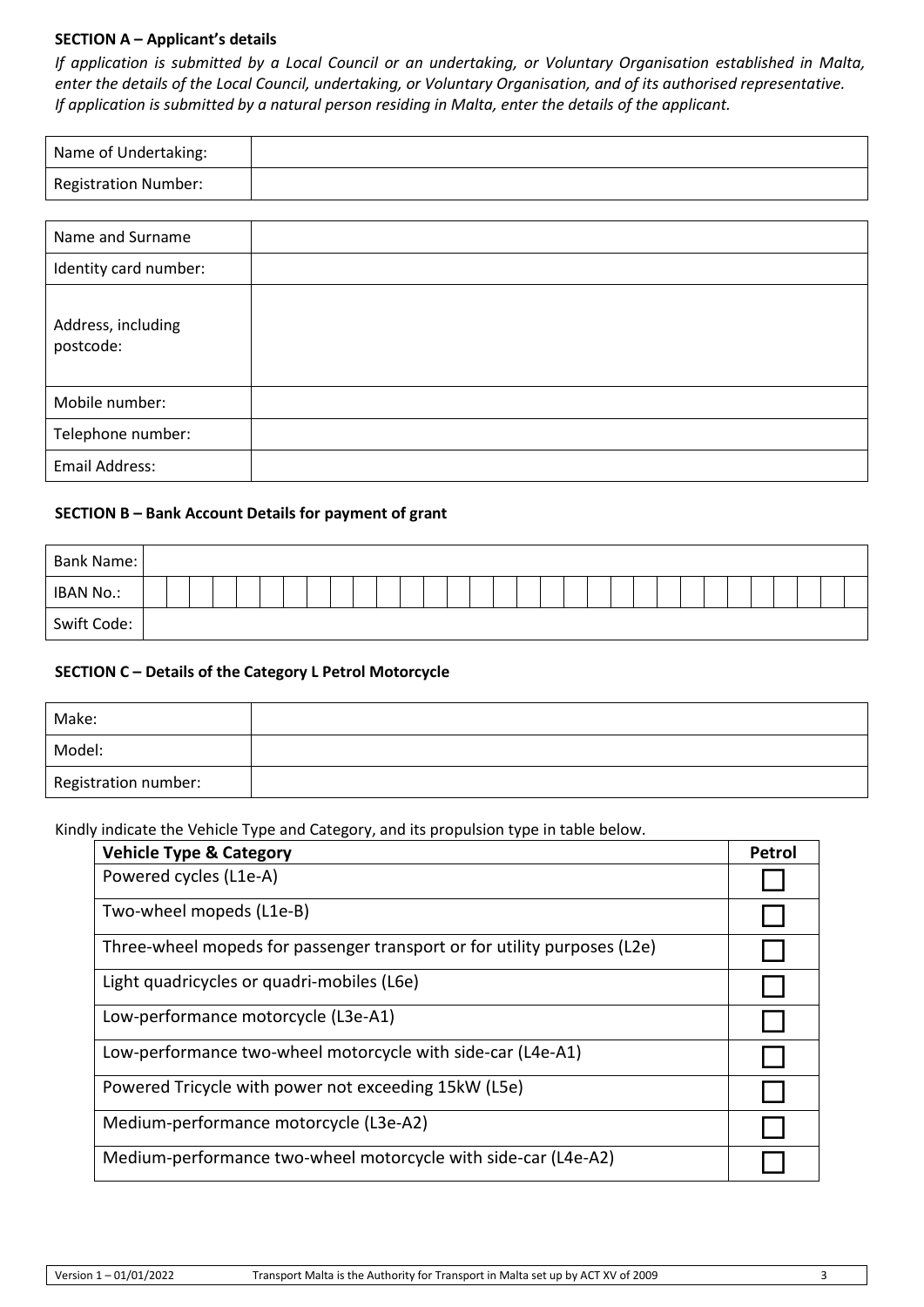**SECTION A – Applicant's details**

*If application is submitted by a Local Council or an undertaking, or Voluntary Organisation established in Malta, enter the details of the Local Council, undertaking, or Voluntary Organisation, and of its authorised representative. If application is submitted by a natural person residing in Malta, enter the details of the applicant.*

| Name of Undertaking: | |
|---|---|
| Registration Number: | |

| Name and Surname | |
|---|---|
| Identity card number: | |
| Address, including postcode: | |
| Mobile number: | |
| Telephone number: | |
| Email Address: | |

**SECTION B – Bank Account Details for payment of grant**

| Bank Name: | |
|---|---|
| IBAN No.: | |
| Swift Code: | |

**SECTION C – Details of the Category L Petrol Motorcycle**

| Make: | |
|---|---|
| Model: | |
| Registration number: | |

Kindly indicate the Vehicle Type and Category, and its propulsion type in table below.

| **Vehicle Type & Category** | **Petrol** |
|---|---|
| Powered cycles (L1e-A) | ☐ |
| Two-wheel mopeds (L1e-B) | ☐ |
| Three-wheel mopeds for passenger transport or for utility purposes (L2e) | ☐ |
| Light quadricycles or quadri-mobiles (L6e) | ☐ |
| Low-performance motorcycle (L3e-A1) | ☐ |
| Low-performance two-wheel motorcycle with side-car (L4e-A1) | ☐ |
| Powered Tricycle with power not exceeding 15kW (L5e) | ☐ |
| Medium-performance motorcycle (L3e-A2) | ☐ |
| Medium-performance two-wheel motorcycle with side-car (L4e-A2) | ☐ |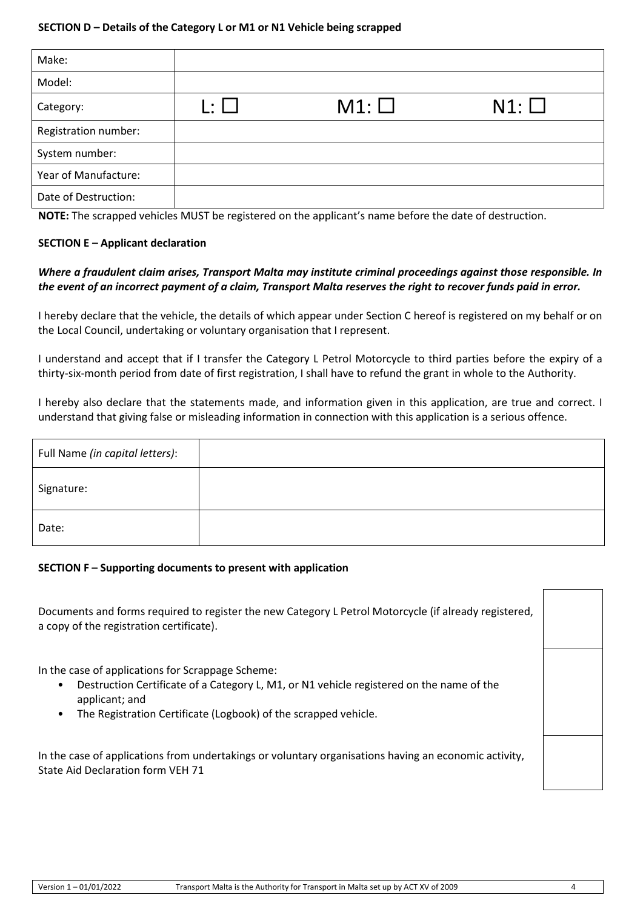**SECTION D – Details of the Category L or M1 or N1 Vehicle being scrapped**

| Make: | | | |
|---|---|---|---|
| Model: | | | |
| Category: | L: ☐ | M1: ☐ | N1: ☐ |
| Registration number: | | | |
| System number: | | | |
| Year of Manufacture: | | | |
| Date of Destruction: | | | |

**NOTE:** The scrapped vehicles MUST be registered on the applicant's name before the date of destruction.

**SECTION E – Applicant declaration**

***Where a fraudulent claim arises, Transport Malta may institute criminal proceedings against those responsible. In the event of an incorrect payment of a claim, Transport Malta reserves the right to recover funds paid in error.***

I hereby declare that the vehicle, the details of which appear under Section C hereof is registered on my behalf or on the Local Council, undertaking or voluntary organisation that I represent.

I understand and accept that if I transfer the Category L Petrol Motorcycle to third parties before the expiry of a thirty-six-month period from date of first registration, I shall have to refund the grant in whole to the Authority.

I hereby also declare that the statements made, and information given in this application, are true and correct. I understand that giving false or misleading information in connection with this application is a serious offence.

| Full Name *(in capital letters)*: | |
|---|---|
| Signature: | |
| Date: | |

**SECTION F – Supporting documents to present with application**

| | |
|---|---|
| Documents and forms required to register the new Category L Petrol Motorcycle (if already registered, a copy of the registration certificate). | ☐ |
| In the case of applications for Scrappage Scheme:<br>• Destruction Certificate of a Category L, M1, or N1 vehicle registered on the name of the applicant; and<br>• The Registration Certificate (Logbook) of the scrapped vehicle. | ☐ |
| In the case of applications from undertakings or voluntary organisations having an economic activity, State Aid Declaration form VEH 71 | ☐ |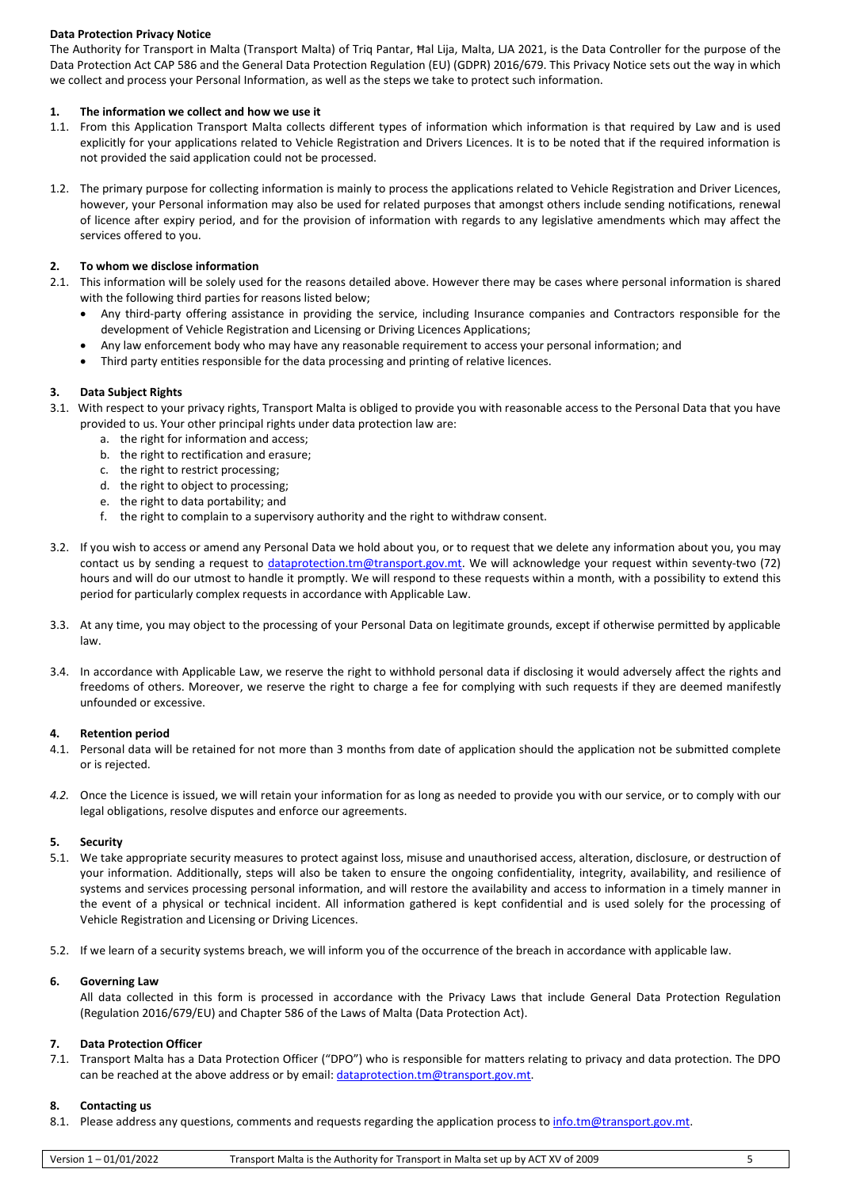**Data Protection Privacy Notice**

The Authority for Transport in Malta (Transport Malta) of Triq Pantar, Ħal Lija, Malta, LJA 2021, is the Data Controller for the purpose of the Data Protection Act CAP 586 and the General Data Protection Regulation (EU) (GDPR) 2016/679. This Privacy Notice sets out the way in which we collect and process your Personal Information, as well as the steps we take to protect such information.

**1. The information we collect and how we use it**

1.1. From this Application Transport Malta collects different types of information which information is that required by Law and is used explicitly for your applications related to Vehicle Registration and Drivers Licences. It is to be noted that if the required information is not provided the said application could not be processed.

1.2. The primary purpose for collecting information is mainly to process the applications related to Vehicle Registration and Driver Licences, however, your Personal information may also be used for related purposes that amongst others include sending notifications, renewal of licence after expiry period, and for the provision of information with regards to any legislative amendments which may affect the services offered to you.

**2. To whom we disclose information**

2.1. This information will be solely used for the reasons detailed above. However there may be cases where personal information is shared with the following third parties for reasons listed below;

- Any third-party offering assistance in providing the service, including Insurance companies and Contractors responsible for the development of Vehicle Registration and Licensing or Driving Licences Applications;
- Any law enforcement body who may have any reasonable requirement to access your personal information; and
- Third party entities responsible for the data processing and printing of relative licences.

**3. Data Subject Rights**

3.1. With respect to your privacy rights, Transport Malta is obliged to provide you with reasonable access to the Personal Data that you have provided to us. Your other principal rights under data protection law are:

a. the right for information and access;
b. the right to rectification and erasure;
c. the right to restrict processing;
d. the right to object to processing;
e. the right to data portability; and
f. the right to complain to a supervisory authority and the right to withdraw consent.

3.2. If you wish to access or amend any Personal Data we hold about you, or to request that we delete any information about you, you may contact us by sending a request to dataprotection.tm@transport.gov.mt. We will acknowledge your request within seventy-two (72) hours and will do our utmost to handle it promptly. We will respond to these requests within a month, with a possibility to extend this period for particularly complex requests in accordance with Applicable Law.

3.3. At any time, you may object to the processing of your Personal Data on legitimate grounds, except if otherwise permitted by applicable law.

3.4. In accordance with Applicable Law, we reserve the right to withhold personal data if disclosing it would adversely affect the rights and freedoms of others. Moreover, we reserve the right to charge a fee for complying with such requests if they are deemed manifestly unfounded or excessive.

**4. Retention period**

4.1. Personal data will be retained for not more than 3 months from date of application should the application not be submitted complete or is rejected.

*4.2.* Once the Licence is issued, we will retain your information for as long as needed to provide you with our service, or to comply with our legal obligations, resolve disputes and enforce our agreements.

**5. Security**

5.1. We take appropriate security measures to protect against loss, misuse and unauthorised access, alteration, disclosure, or destruction of your information. Additionally, steps will also be taken to ensure the ongoing confidentiality, integrity, availability, and resilience of systems and services processing personal information, and will restore the availability and access to information in a timely manner in the event of a physical or technical incident. All information gathered is kept confidential and is used solely for the processing of Vehicle Registration and Licensing or Driving Licences.

5.2. If we learn of a security systems breach, we will inform you of the occurrence of the breach in accordance with applicable law.

**6. Governing Law**

All data collected in this form is processed in accordance with the Privacy Laws that include General Data Protection Regulation (Regulation 2016/679/EU) and Chapter 586 of the Laws of Malta (Data Protection Act).

**7. Data Protection Officer**

7.1. Transport Malta has a Data Protection Officer ("DPO") who is responsible for matters relating to privacy and data protection. The DPO can be reached at the above address or by email: dataprotection.tm@transport.gov.mt.

**8. Contacting us**

8.1. Please address any questions, comments and requests regarding the application process to info.tm@transport.gov.mt.

| | | |
|---|---|---|
| Version 1 – 01/01/2022 | Transport Malta is the Authority for Transport in Malta set up by ACT XV of 2009 | |